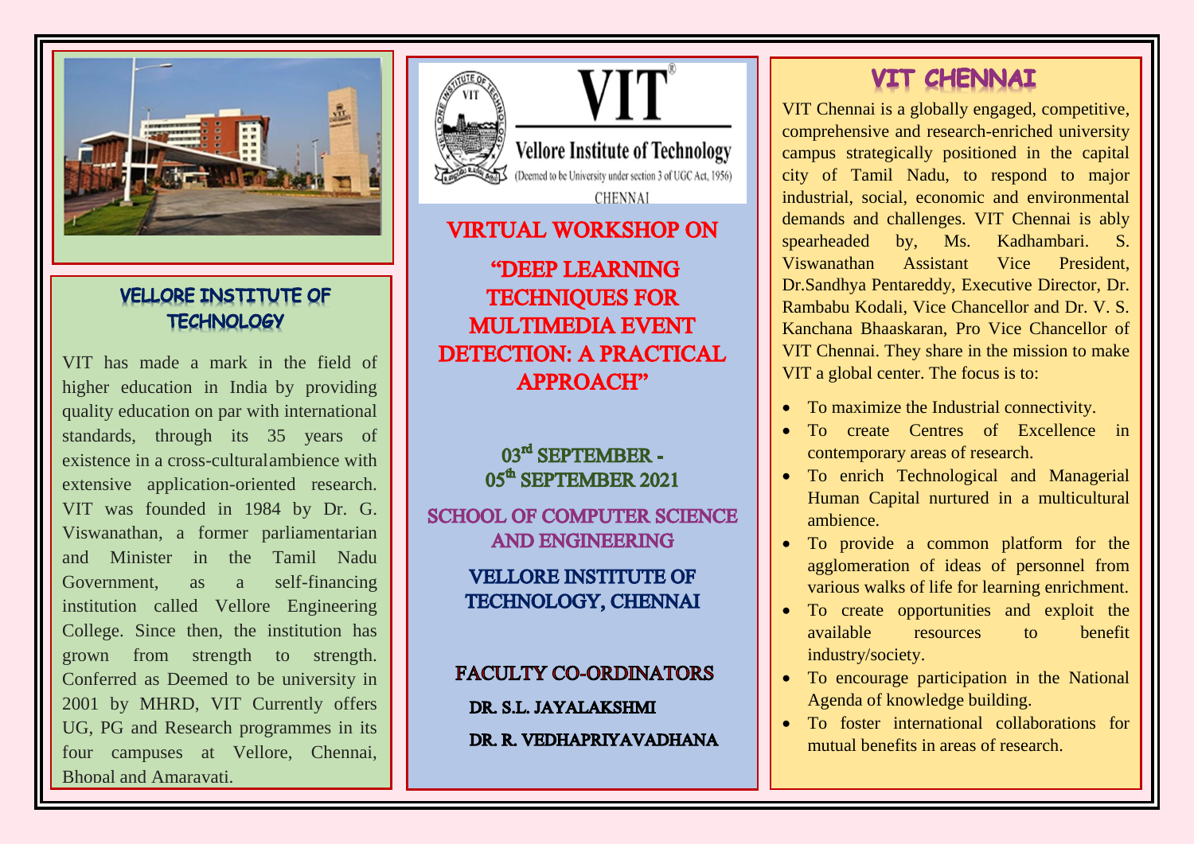## VELLORE INSTITUTE OF TECHNOLOGY

VIT has made a mark in the field of higher education in India by providing quality education on par with international standards, through its 35 years of existence in a cross-cultural ambience with extensive application-oriented research. VIT was founded in 1984 by Dr. G. Viswanathan, a former parliamentarian and Minister in the Tamil Nadu Government, as a self-financing institution called Vellore Engineering College. Since then, the institution has grown from strength to strength. Conferred as Deemed to be university in 2001 by MHRD, VIT Currently offers UG, PG and Research programmes in its four campuses at Vellore, Chennai, Bhopal and Amaravati.

VIT

Vellore Institute of Technology

(Deemed to be University under section 3 of UGC Act, 1956)

CHENNAI

# VIRTUAL WORKSHOP ON

# "DEEP LEARNING TECHNIQUES FOR MULTIMEDIA EVENT DETECTION: A PRACTICAL APPROACH"

**03rd SEPTEMBER - 05th SEPTEMBER 2021**

**SCHOOL OF COMPUTER SCIENCE AND ENGINEERING**

**VELLORE INSTITUTE OF TECHNOLOGY, CHENNAI**

**FACULTY CO-ORDINATORS**

DR. S.L. JAYALAKSHMI

DR. R. VEDHAPRIYAVADHANA

## VIT CHENNAI

VIT Chennai is a globally engaged, competitive, comprehensive and research-enriched university campus strategically positioned in the capital city of Tamil Nadu, to respond to major industrial, social, economic and environmental demands and challenges. VIT Chennai is ably spearheaded by, Ms. Kadhambari. S. Viswanathan Assistant Vice President, Dr.Sandhya Pentareddy, Executive Director, Dr. Rambabu Kodali, Vice Chancellor and Dr. V. S. Kanchana Bhaaskaran, Pro Vice Chancellor of VIT Chennai. They share in the mission to make VIT a global center. The focus is to:

- To maximize the Industrial connectivity.
- To create Centres of Excellence in contemporary areas of research.
- To enrich Technological and Managerial Human Capital nurtured in a multicultural ambience.
- To provide a common platform for the agglomeration of ideas of personnel from various walks of life for learning enrichment.
- To create opportunities and exploit the available resources to benefit industry/society.
- To encourage participation in the National Agenda of knowledge building.
- To foster international collaborations for mutual benefits in areas of research.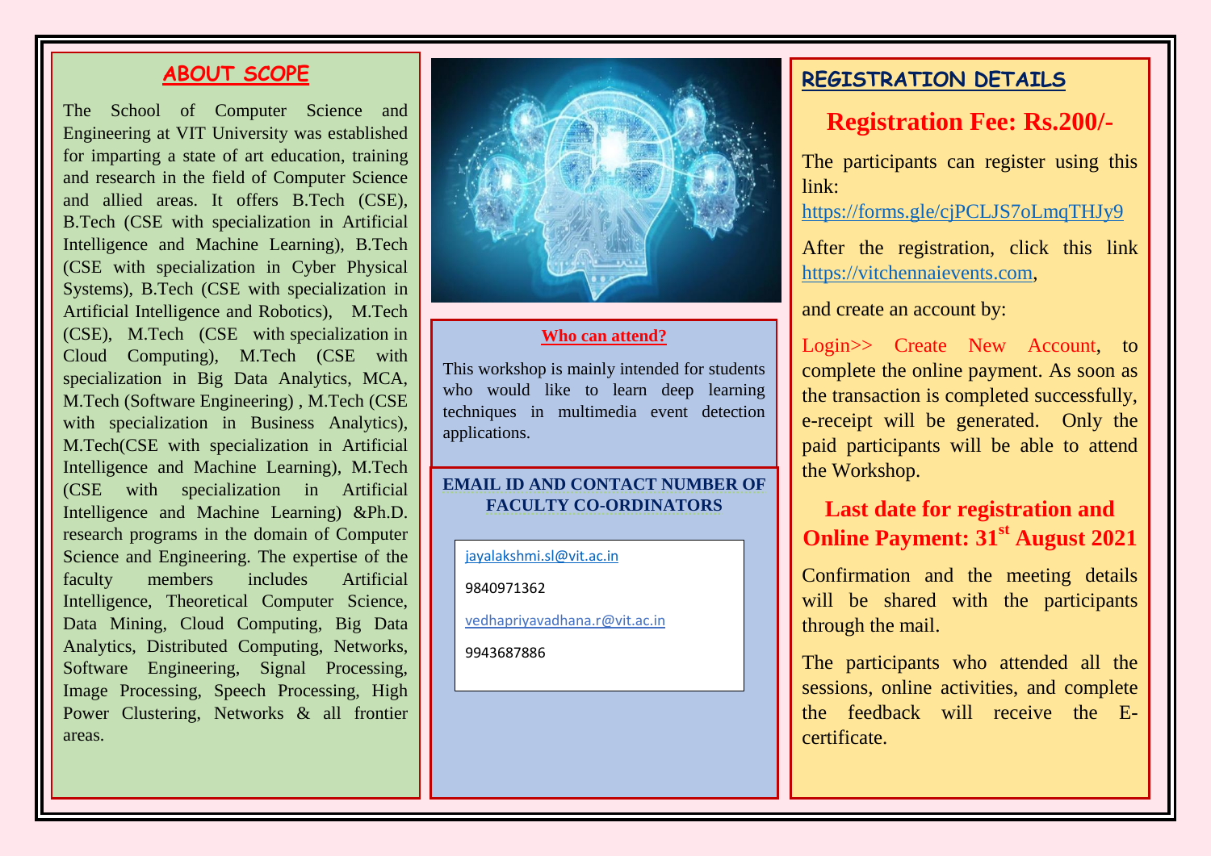## ABOUT SCOPE

The School of Computer Science and Engineering at VIT University was established for imparting a state of art education, training and research in the field of Computer Science and allied areas. It offers B.Tech (CSE), B.Tech (CSE with specialization in Artificial Intelligence and Machine Learning), B.Tech (CSE with specialization in Cyber Physical Systems), B.Tech (CSE with specialization in Artificial Intelligence and Robotics), M.Tech (CSE), M.Tech (CSE with specialization in Cloud Computing), M.Tech (CSE with specialization in Big Data Analytics, MCA, M.Tech (Software Engineering) , M.Tech (CSE with specialization in Business Analytics), M.Tech(CSE with specialization in Artificial Intelligence and Machine Learning), M.Tech (CSE with specialization in Artificial Intelligence and Machine Learning) &Ph.D. research programs in the domain of Computer Science and Engineering. The expertise of the faculty members includes Artificial Intelligence, Theoretical Computer Science, Data Mining, Cloud Computing, Big Data Analytics, Distributed Computing, Networks, Software Engineering, Signal Processing, Image Processing, Speech Processing, High Power Clustering, Networks & all frontier areas.

### Who can attend?

This workshop is mainly intended for students who would like to learn deep learning techniques in multimedia event detection applications.

### EMAIL ID AND CONTACT NUMBER OF FACULTY CO-ORDINATORS

jayalakshmi.sl@vit.ac.in

9840971362

vedhapriyavadhana.r@vit.ac.in

9943687886

## REGISTRATION DETAILS

### Registration Fee: Rs.200/-

The participants can register using this link:
https://forms.gle/cjPCLJS7oLmqTHJy9

After the registration, click this link https://vitchennaievents.com,

and create an account by:

Login>> Create New Account, to complete the online payment. As soon as the transaction is completed successfully, e-receipt will be generated. Only the paid participants will be able to attend the Workshop.

### Last date for registration and Online Payment: 31st August 2021

Confirmation and the meeting details will be shared with the participants through the mail.

The participants who attended all the sessions, online activities, and complete the feedback will receive the E-certificate.